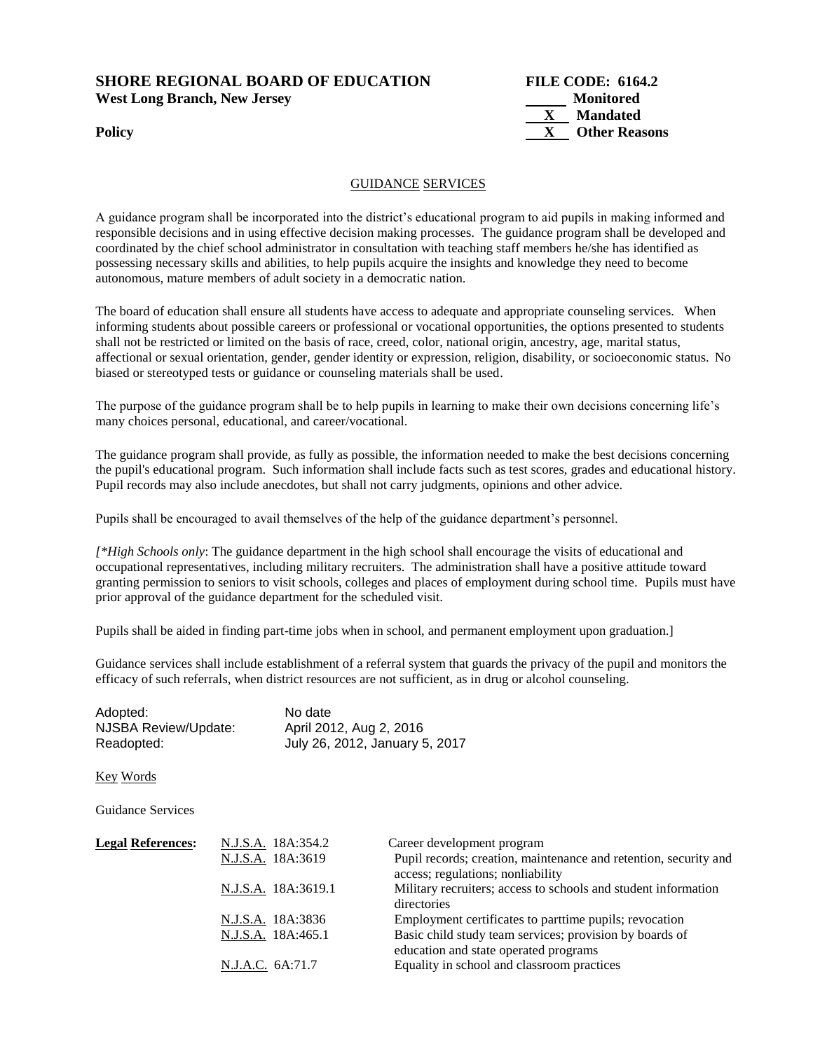**SHORE REGIONAL BOARD OF EDUCATION** **FILE CODE: 6164.2**
**West Long Branch, New Jersey**

| | |
|---|---|
| | **Monitored** |
| **X** | **Mandated** |
| **X** | **Other Reasons** |

**Policy**

## GUIDANCE SERVICES

A guidance program shall be incorporated into the district's educational program to aid pupils in making informed and responsible decisions and in using effective decision making processes. The guidance program shall be developed and coordinated by the chief school administrator in consultation with teaching staff members he/she has identified as possessing necessary skills and abilities, to help pupils acquire the insights and knowledge they need to become autonomous, mature members of adult society in a democratic nation.

The board of education shall ensure all students have access to adequate and appropriate counseling services. When informing students about possible careers or professional or vocational opportunities, the options presented to students shall not be restricted or limited on the basis of race, creed, color, national origin, ancestry, age, marital status, affectional or sexual orientation, gender, gender identity or expression, religion, disability, or socioeconomic status. No biased or stereotyped tests or guidance or counseling materials shall be used.

The purpose of the guidance program shall be to help pupils in learning to make their own decisions concerning life's many choices personal, educational, and career/vocational.

The guidance program shall provide, as fully as possible, the information needed to make the best decisions concerning the pupil's educational program. Such information shall include facts such as test scores, grades and educational history. Pupil records may also include anecdotes, but shall not carry judgments, opinions and other advice.

Pupils shall be encouraged to avail themselves of the help of the guidance department's personnel.

[**High Schools only*: The guidance department in the high school shall encourage the visits of educational and occupational representatives, including military recruiters. The administration shall have a positive attitude toward granting permission to seniors to visit schools, colleges and places of employment during school time. Pupils must have prior approval of the guidance department for the scheduled visit.

Pupils shall be aided in finding part-time jobs when in school, and permanent employment upon graduation.]

Guidance services shall include establishment of a referral system that guards the privacy of the pupil and monitors the efficacy of such referrals, when district resources are not sufficient, as in drug or alcohol counseling.

| | |
|---|---|
| Adopted: | No date |
| NJSBA Review/Update: | April 2012, Aug 2, 2016 |
| Readopted: | July 26, 2012, January 5, 2017 |

Key Words

Guidance Services

| **Legal References:** | | |
|---|---|---|
| | N.J.S.A. 18A:354.2 | Career development program |
| | N.J.S.A. 18A:3619 | Pupil records; creation, maintenance and retention, security and access; regulations; nonliability |
| | N.J.S.A. 18A:3619.1 | Military recruiters; access to schools and student information directories |
| | N.J.S.A. 18A:3836 | Employment certificates to parttime pupils; revocation |
| | N.J.S.A. 18A:465.1 | Basic child study team services; provision by boards of education and state operated programs |
| | N.J.A.C. 6A:71.7 | Equality in school and classroom practices |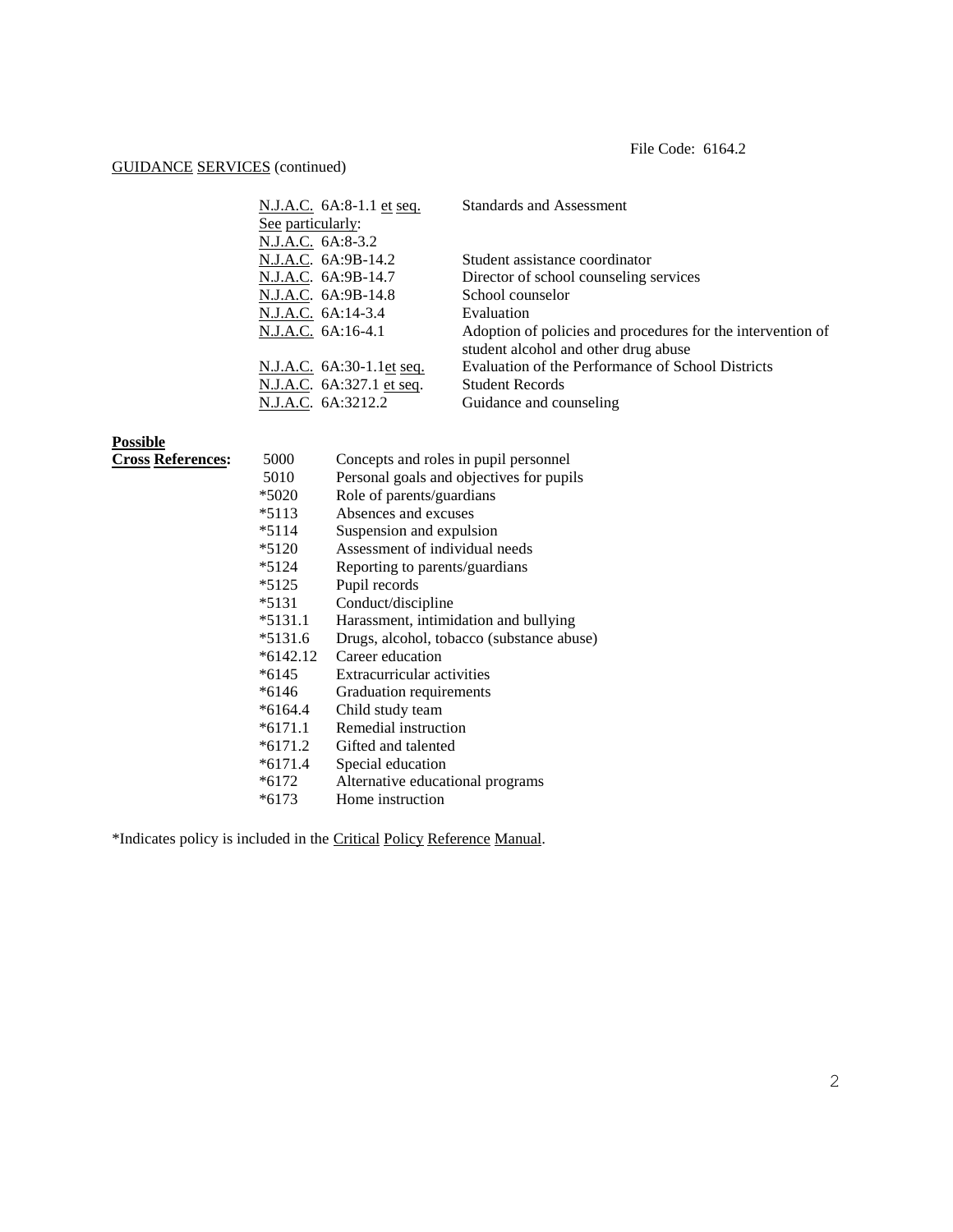GUIDANCE SERVICES (continued)

| | |
|---|---|
| N.J.A.C. 6A:8-1.1 et seq. | Standards and Assessment |
| See particularly: | |
| N.J.A.C. 6A:8-3.2 | |
| N.J.A.C. 6A:9B-14.2 | Student assistance coordinator |
| N.J.A.C. 6A:9B-14.7 | Director of school counseling services |
| N.J.A.C. 6A:9B-14.8 | School counselor |
| N.J.A.C. 6A:14-3.4 | Evaluation |
| N.J.A.C. 6A:16-4.1 | Adoption of policies and procedures for the intervention of student alcohol and other drug abuse |
| N.J.A.C. 6A:30-1.1et seq. | Evaluation of the Performance of School Districts |
| N.J.A.C. 6A:327.1 et seq. | Student Records |
| N.J.A.C. 6A:3212.2 | Guidance and counseling |

**Possible Cross References:**

| | |
|---|---|
| 5000 | Concepts and roles in pupil personnel |
| 5010 | Personal goals and objectives for pupils |
| *5020 | Role of parents/guardians |
| *5113 | Absences and excuses |
| *5114 | Suspension and expulsion |
| *5120 | Assessment of individual needs |
| *5124 | Reporting to parents/guardians |
| *5125 | Pupil records |
| *5131 | Conduct/discipline |
| *5131.1 | Harassment, intimidation and bullying |
| *5131.6 | Drugs, alcohol, tobacco (substance abuse) |
| *6142.12 | Career education |
| *6145 | Extracurricular activities |
| *6146 | Graduation requirements |
| *6164.4 | Child study team |
| *6171.1 | Remedial instruction |
| *6171.2 | Gifted and talented |
| *6171.4 | Special education |
| *6172 | Alternative educational programs |
| *6173 | Home instruction |

*Indicates policy is included in the Critical Policy Reference Manual.